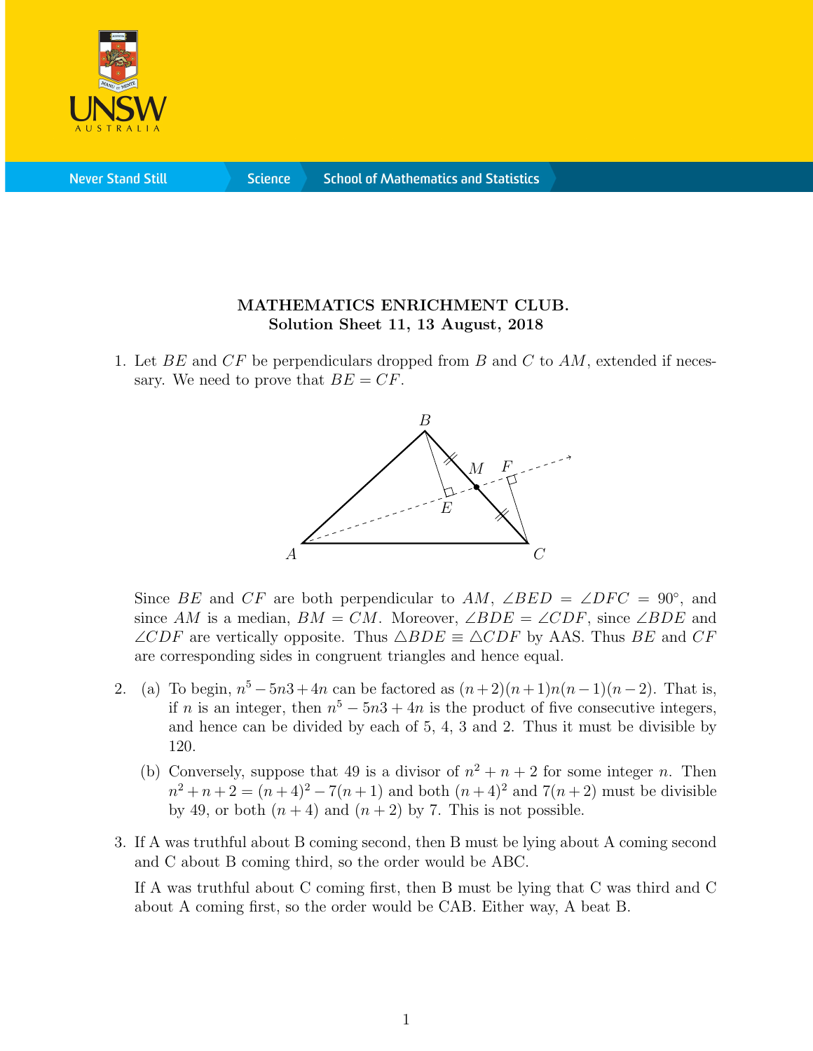**MATHEMATICS ENRICHMENT CLUB.**
**Solution Sheet 11, 13 August, 2018**

1. Let $BE$ and $CF$ be perpendiculars dropped from $B$ and $C$ to $AM$, extended if necessary. We need to prove that $BE = CF$.

   Since $BE$ and $CF$ are both perpendicular to $AM$, $\angle BED = \angle DFC = 90°$, and since $AM$ is a median, $BM = CM$. Moreover, $\angle BDE = \angle CDF$, since $\angle BDE$ and $\angle CDF$ are vertically opposite. Thus $\triangle BDE \equiv \triangle CDF$ by AAS. Thus $BE$ and $CF$ are corresponding sides in congruent triangles and hence equal.

2. (a) To begin, $n^5 - 5n3 + 4n$ can be factored as $(n+2)(n+1)n(n-1)(n-2)$. That is, if $n$ is an integer, then $n^5 - 5n3 + 4n$ is the product of five consecutive integers, and hence can be divided by each of 5, 4, 3 and 2. Thus it must be divisible by 120.

   (b) Conversely, suppose that 49 is a divisor of $n^2 + n + 2$ for some integer $n$. Then $n^2 + n + 2 = (n+4)^2 - 7(n+1)$ and both $(n+4)^2$ and $7(n+2)$ must be divisible by 49, or both $(n+4)$ and $(n+2)$ by 7. This is not possible.

3. If A was truthful about B coming second, then B must be lying about A coming second and C about B coming third, so the order would be ABC.

   If A was truthful about C coming first, then B must be lying that C was third and C about A coming first, so the order would be CAB. Either way, A beat B.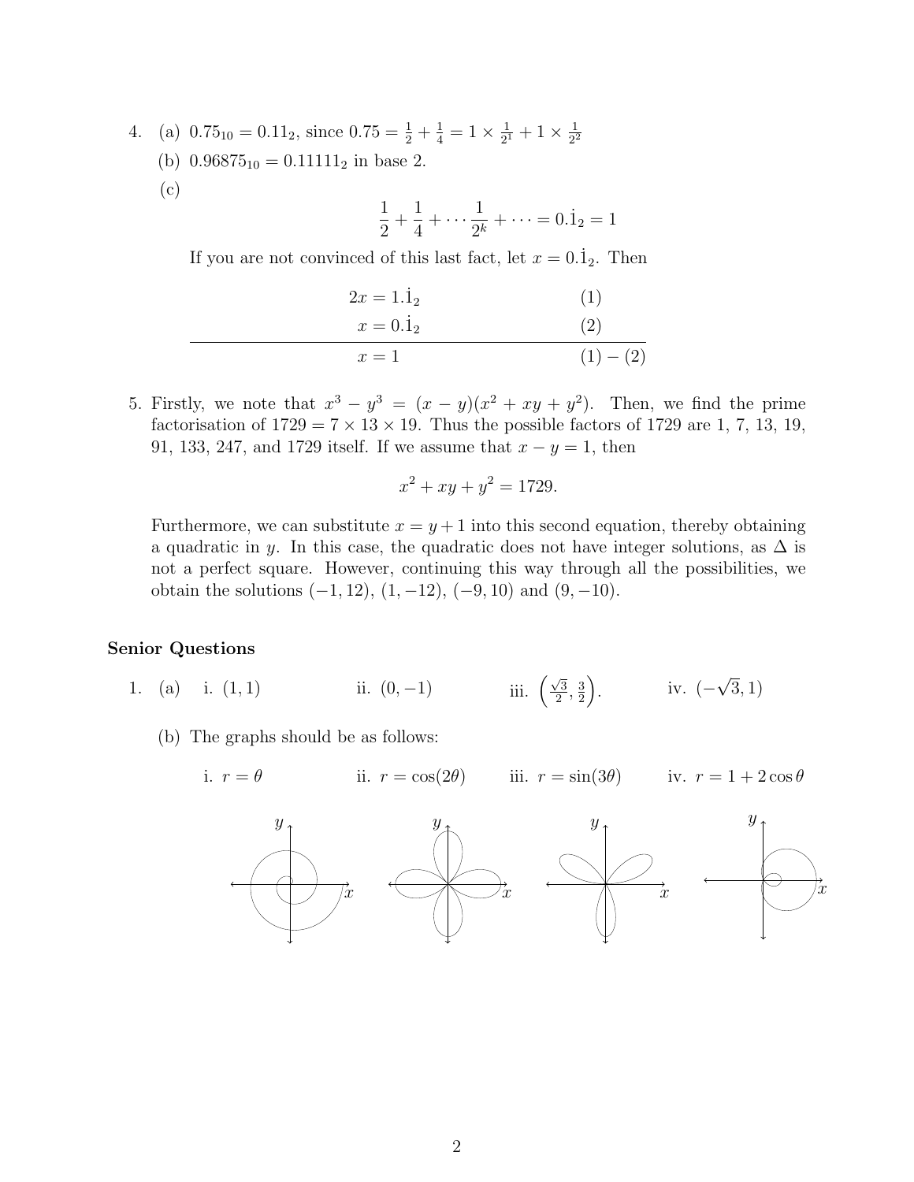4. (a) $0.75_{10} = 0.11_2$, since $0.75 = \frac{1}{2} + \frac{1}{4} = 1 \times \frac{1}{2^1} + 1 \times \frac{1}{2^2}$

   (b) $0.96875_{10} = 0.11111_2$ in base 2.

   (c)
   $$\frac{1}{2} + \frac{1}{4} + \cdots \frac{1}{2^k} + \cdots = 0.\dot{1}_2 = 1$$

   If you are not convinced of this last fact, let $x = 0.\dot{1}_2$. Then

   $$\begin{array}{cc} 2x = 1.\dot{1}_2 & (1) \\ x = 0.\dot{1}_2 & (2) \\ \hline x = 1 & (1) - (2) \end{array}$$

5. Firstly, we note that $x^3 - y^3 = (x - y)(x^2 + xy + y^2)$. Then, we find the prime factorisation of $1729 = 7 \times 13 \times 19$. Thus the possible factors of 1729 are 1, 7, 13, 19, 91, 133, 247, and 1729 itself. If we assume that $x - y = 1$, then

   $$x^2 + xy + y^2 = 1729.$$

   Furthermore, we can substitute $x = y + 1$ into this second equation, thereby obtaining a quadratic in $y$. In this case, the quadratic does not have integer solutions, as $\Delta$ is not a perfect square. However, continuing this way through all the possibilities, we obtain the solutions $(-1, 12)$, $(1, -12)$, $(-9, 10)$ and $(9, -10)$.

**Senior Questions**

1. (a) i. $(1, 1)$ ii. $(0, -1)$ iii. $\left(\frac{\sqrt{3}}{2}, \frac{3}{2}\right)$. iv. $(-\sqrt{3}, 1)$

   (b) The graphs should be as follows:

   i. $r = \theta$ ii. $r = \cos(2\theta)$ iii. $r = \sin(3\theta)$ iv. $r = 1 + 2\cos\theta$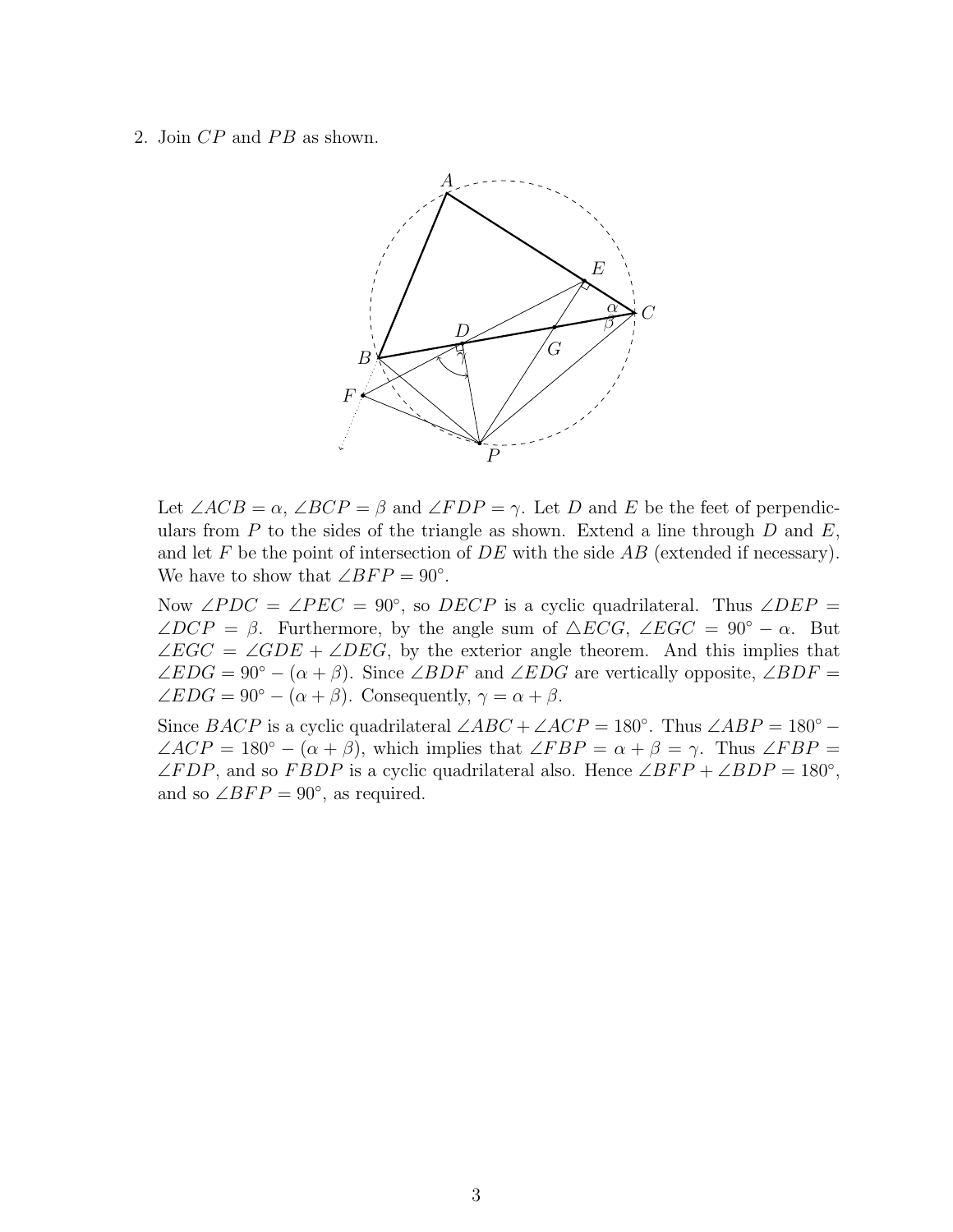2. Join $CP$ and $PB$ as shown.

Let $\angle ACB = \alpha$, $\angle BCP = \beta$ and $\angle FDP = \gamma$. Let $D$ and $E$ be the feet of perpendiculars from $P$ to the sides of the triangle as shown. Extend a line through $D$ and $E$, and let $F$ be the point of intersection of $DE$ with the side $AB$ (extended if necessary). We have to show that $\angle BFP = 90°$.

Now $\angle PDC = \angle PEC = 90°$, so $DECP$ is a cyclic quadrilateral. Thus $\angle DEP = \angle DCP = \beta$. Furthermore, by the angle sum of $\triangle ECG$, $\angle EGC = 90° - \alpha$. But $\angle EGC = \angle GDE + \angle DEG$, by the exterior angle theorem. And this implies that $\angle EDG = 90° - (\alpha + \beta)$. Since $\angle BDF$ and $\angle EDG$ are vertically opposite, $\angle BDF = \angle EDG = 90° - (\alpha + \beta)$. Consequently, $\gamma = \alpha + \beta$.

Since $BACP$ is a cyclic quadrilateral $\angle ABC + \angle ACP = 180°$. Thus $\angle ABP = 180° - \angle ACP = 180° - (\alpha + \beta)$, which implies that $\angle FBP = \alpha + \beta = \gamma$. Thus $\angle FBP = \angle FDP$, and so $FBDP$ is a cyclic quadrilateral also. Hence $\angle BFP + \angle BDP = 180°$, and so $\angle BFP = 90°$, as required.